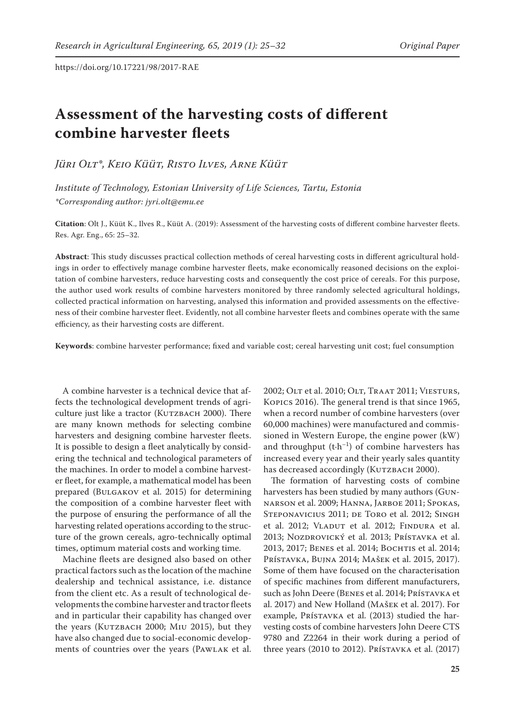https://doi.org/10.17221/98/2017-RAE

# Assessment of the harvesting costs of different combine harvester fleets

*Jüri Olt\*, Keio Küüt, Risto Ilves, Arne Küüt*

*Institute of Technology, Estonian University of Life Sciences, Tartu, Estonia*
*\*Corresponding author: jyri.olt@emu.ee*

**Citation**: Olt J., Küüt K., Ilves R., Küüt A. (2019): Assessment of the harvesting costs of different combine harvester fleets. Res. Agr. Eng., 65: 25–32.

**Abstract**: This study discusses practical collection methods of cereal harvesting costs in different agricultural holdings in order to effectively manage combine harvester fleets, make economically reasoned decisions on the exploitation of combine harvesters, reduce harvesting costs and consequently the cost price of cereals. For this purpose, the author used work results of combine harvesters monitored by three randomly selected agricultural holdings, collected practical information on harvesting, analysed this information and provided assessments on the effectiveness of their combine harvester fleet. Evidently, not all combine harvester fleets and combines operate with the same efficiency, as their harvesting costs are different.

**Keywords**: combine harvester performance; fixed and variable cost; cereal harvesting unit cost; fuel consumption

A combine harvester is a technical device that affects the technological development trends of agriculture just like a tractor (Kutzbach 2000). There are many known methods for selecting combine harvesters and designing combine harvester fleets. It is possible to design a fleet analytically by considering the technical and technological parameters of the machines. In order to model a combine harvester fleet, for example, a mathematical model has been prepared (Bulgakov et al. 2015) for determining the composition of a combine harvester fleet with the purpose of ensuring the performance of all the harvesting related operations according to the structure of the grown cereals, agro-technically optimal times, optimum material costs and working time.

Machine fleets are designed also based on other practical factors such as the location of the machine dealership and technical assistance, i.e. distance from the client etc. As a result of technological developments the combine harvester and tractor fleets and in particular their capability has changed over the years (Kutzbach 2000; Miu 2015), but they have also changed due to social-economic developments of countries over the years (Pawlak et al. 2002; Olt et al. 2010; Olt, Traat 2011; Viesturs, Kopics 2016). The general trend is that since 1965, when a record number of combine harvesters (over 60,000 machines) were manufactured and commissioned in Western Europe, the engine power (kW) and throughput ($t \cdot h^{-1}$) of combine harvesters has increased every year and their yearly sales quantity has decreased accordingly (Kutzbach 2000).

The formation of harvesting costs of combine harvesters has been studied by many authors (Gunnarson et al. 2009; Hanna, Jarboe 2011; Spokas, Steponavicius 2011; de Toro et al. 2012; Singh et al. 2012; Vladut et al. 2012; Findura et al. 2013; Nozdrovický et al. 2013; Prístavka et al. 2013, 2017; Benes et al. 2014; Bochtis et al. 2014; Prístavka, Bujna 2014; Mašek et al. 2015, 2017). Some of them have focused on the characterisation of specific machines from different manufacturers, such as John Deere (Benes et al. 2014; Prístavka et al. 2017) and New Holland (Mašek et al. 2017). For example, Prístavka et al. (2013) studied the harvesting costs of combine harvesters John Deere CTS 9780 and Z2264 in their work during a period of three years (2010 to 2012). Prístavka et al. (2017)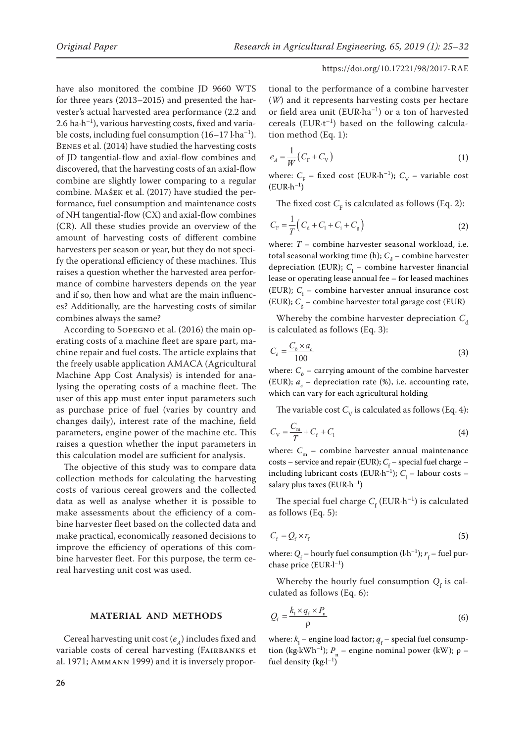have also monitored the combine JD 9660 WTS for three years (2013–2015) and presented the harvester's actual harvested area performance (2.2 and 2.6 ha·h$^{-1}$), various harvesting costs, fixed and variable costs, including fuel consumption (16–17 l·ha$^{-1}$). Benes et al. (2014) have studied the harvesting costs of JD tangential-flow and axial-flow combines and discovered, that the harvesting costs of an axial-flow combine are slightly lower comparing to a regular combine. Mašek et al. (2017) have studied the performance, fuel consumption and maintenance costs of NH tangential-flow (CX) and axial-flow combines (CR). All these studies provide an overview of the amount of harvesting costs of different combine harvesters per season or year, but they do not specify the operational efficiency of these machines. This raises a question whether the harvested area performance of combine harvesters depends on the year and if so, then how and what are the main influences? Additionally, are the harvesting costs of similar combines always the same?

According to Sopegno et al. (2016) the main operating costs of a machine fleet are spare part, machine repair and fuel costs. The article explains that the freely usable application AMACA (Agricultural Machine App Cost Analysis) is intended for analysing the operating costs of a machine fleet. The user of this app must enter input parameters such as purchase price of fuel (varies by country and changes daily), interest rate of the machine, field parameters, engine power of the machine etc. This raises a question whether the input parameters in this calculation model are sufficient for analysis.

The objective of this study was to compare data collection methods for calculating the harvesting costs of various cereal growers and the collected data as well as analyse whether it is possible to make assessments about the efficiency of a combine harvester fleet based on the collected data and make practical, economically reasoned decisions to improve the efficiency of operations of this combine harvester fleet. For this purpose, the term cereal harvesting unit cost was used.

## MATERIAL AND METHODS

Cereal harvesting unit cost ($e_A$) includes fixed and variable costs of cereal harvesting (Fairbanks et al. 1971; Ammann 1999) and it is inversely proportional to the performance of a combine harvester ($W$) and it represents harvesting costs per hectare or field area unit (EUR·ha$^{-1}$) or a ton of harvested cereals (EUR·t$^{-1}$) based on the following calculation method (Eq. 1):

$$e_A = \frac{1}{W}\left(C_F + C_V\right) \tag{1}$$

where: $C_F$ – fixed cost (EUR·h$^{-1}$); $C_V$ – variable cost (EUR·h$^{-1}$)

The fixed cost $C_F$ is calculated as follows (Eq. 2):

$$C_F = \frac{1}{T}\left(C_d + C_l + C_i + C_g\right) \tag{2}$$

where: $T$ – combine harvester seasonal workload, i.e. total seasonal working time (h); $C_d$ – combine harvester depreciation (EUR); $C_l$ – combine harvester financial lease or operating lease annual fee – for leased machines (EUR); $C_i$ – combine harvester annual insurance cost (EUR); $C_g$ – combine harvester total garage cost (EUR)

Whereby the combine harvester depreciation $C_d$ is calculated as follows (Eq. 3):

$$C_d = \frac{C_b \times a_c}{100} \tag{3}$$

where: $C_b$ – carrying amount of the combine harvester (EUR); $a_c$ – depreciation rate (%), i.e. accounting rate, which can vary for each agricultural holding

The variable cost $C_V$ is calculated as follows (Eq. 4):

$$C_V = \frac{C_m}{T} + C_f + C_l \tag{4}$$

where: $C_m$ – combine harvester annual maintenance costs – service and repair (EUR); $C_f$ – special fuel charge – including lubricant costs (EUR·h$^{-1}$); $C_l$ – labour costs – salary plus taxes (EUR·h$^{-1}$)

The special fuel charge $C_f$ (EUR·h$^{-1}$) is calculated as follows (Eq. 5):

$$C_f = Q_f \times r_f \tag{5}$$

where: $Q_f$ – hourly fuel consumption (l·h$^{-1}$); $r_f$ – fuel purchase price (EUR·l$^{-1}$)

Whereby the hourly fuel consumption $Q_f$ is calculated as follows (Eq. 6):

$$Q_f = \frac{k_l \times q_f \times P_n}{\rho} \tag{6}$$

where: $k_l$ – engine load factor; $q_f$ – special fuel consumption (kg·kWh$^{-1}$); $P_n$ – engine nominal power (kW); $\rho$ – fuel density (kg·l$^{-1}$)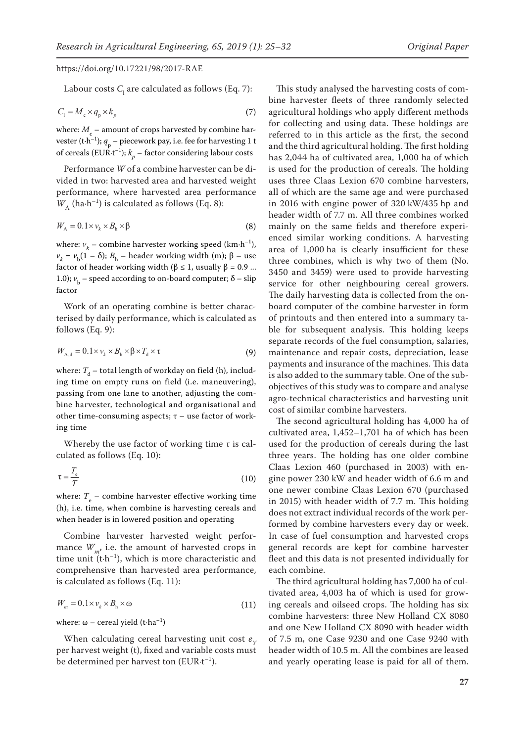Labour costs $C_l$ are calculated as follows (Eq. 7):

$$C_l = M_c \times q_p \times k_p \tag{7}$$

where: $M_c$ – amount of crops harvested by combine harvester (t·h$^{-1}$); $q_p$ – piecework pay, i.e. fee for harvesting 1 t of cereals (EUR·t$^{-1}$); $k_p$ – factor considering labour costs

Performance $W$ of a combine harvester can be divided in two: harvested area and harvested weight performance, where harvested area performance $W_A$ (ha·h$^{-1}$) is calculated as follows (Eq. 8):

$$W_A = 0.1 \times v_k \times B_h \times \beta \tag{8}$$

where: $v_k$ – combine harvester working speed (km·h$^{-1}$), $v_k = v_b(1 - \delta)$; $B_h$ – header working width (m); $\beta$ – use factor of header working width ($\beta \leq 1$, usually $\beta = 0.9$ ... 1.0); $v_b$ – speed according to on-board computer; $\delta$ – slip factor

Work of an operating combine is better characterised by daily performance, which is calculated as follows (Eq. 9):

$$W_{A,d} = 0.1 \times v_k \times B_h \times \beta \times T_d \times \tau \tag{9}$$

where: $T_d$ – total length of workday on field (h), including time on empty runs on field (i.e. maneuvering), passing from one lane to another, adjusting the combine harvester, technological and organisational and other time-consuming aspects; $\tau$ – use factor of working time

Whereby the use factor of working time $\tau$ is calculated as follows (Eq. 10):

$$\tau = \frac{T_e}{T} \tag{10}$$

where: $T_e$ – combine harvester effective working time (h), i.e. time, when combine is harvesting cereals and when header is in lowered position and operating

Combine harvester harvested weight performance $W_m$, i.e. the amount of harvested crops in time unit (t·h$^{-1}$), which is more characteristic and comprehensive than harvested area performance, is calculated as follows (Eq. 11):

$$W_m = 0.1 \times v_k \times B_h \times \omega \tag{11}$$

where: $\omega$ – cereal yield (t·ha$^{-1}$)

When calculating cereal harvesting unit cost $e_Y$ per harvest weight (t), fixed and variable costs must be determined per harvest ton (EUR·t$^{-1}$).

This study analysed the harvesting costs of combine harvester fleets of three randomly selected agricultural holdings who apply different methods for collecting and using data. These holdings are referred to in this article as the first, the second and the third agricultural holding. The first holding has 2,044 ha of cultivated area, 1,000 ha of which is used for the production of cereals. The holding uses three Claas Lexion 670 combine harvesters, all of which are the same age and were purchased in 2016 with engine power of 320 kW/435 hp and header width of 7.7 m. All three combines worked mainly on the same fields and therefore experienced similar working conditions. A harvesting area of 1,000 ha is clearly insufficient for these three combines, which is why two of them (No. 3450 and 3459) were used to provide harvesting service for other neighbouring cereal growers. The daily harvesting data is collected from the on-board computer of the combine harvester in form of printouts and then entered into a summary table for subsequent analysis. This holding keeps separate records of the fuel consumption, salaries, maintenance and repair costs, depreciation, lease payments and insurance of the machines. This data is also added to the summary table. One of the sub-objectives of this study was to compare and analyse agro-technical characteristics and harvesting unit cost of similar combine harvesters.

The second agricultural holding has 4,000 ha of cultivated area, 1,452–1,701 ha of which has been used for the production of cereals during the last three years. The holding has one older combine Claas Lexion 460 (purchased in 2003) with engine power 230 kW and header width of 6.6 m and one newer combine Claas Lexion 670 (purchased in 2015) with header width of 7.7 m. This holding does not extract individual records of the work performed by combine harvesters every day or week. In case of fuel consumption and harvested crops general records are kept for combine harvester fleet and this data is not presented individually for each combine.

The third agricultural holding has 7,000 ha of cultivated area, 4,003 ha of which is used for growing cereals and oilseed crops. The holding has six combine harvesters: three New Holland CX 8080 and one New Holland CX 8090 with header width of 7.5 m, one Case 9230 and one Case 9240 with header width of 10.5 m. All the combines are leased and yearly operating lease is paid for all of them.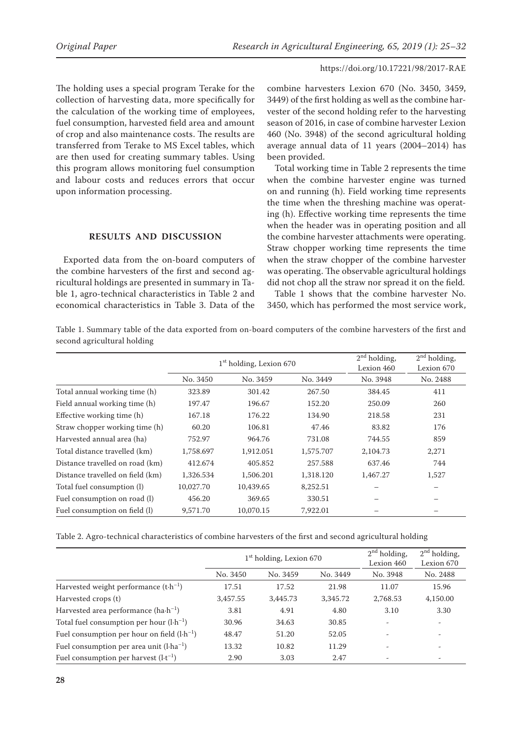The holding uses a special program Terake for the collection of harvesting data, more specifically for the calculation of the working time of employees, fuel consumption, harvested field area and amount of crop and also maintenance costs. The results are transferred from Terake to MS Excel tables, which are then used for creating summary tables. Using this program allows monitoring fuel consumption and labour costs and reduces errors that occur upon information processing.

## RESULTS AND DISCUSSION

Exported data from the on-board computers of the combine harvesters of the first and second agricultural holdings are presented in summary in Table 1, agro-technical characteristics in Table 2 and economical characteristics in Table 3. Data of the combine harvesters Lexion 670 (No. 3450, 3459, 3449) of the first holding as well as the combine harvester of the second holding refer to the harvesting season of 2016, in case of combine harvester Lexion 460 (No. 3948) of the second agricultural holding average annual data of 11 years (2004–2014) has been provided.

Total working time in Table 2 represents the time when the combine harvester engine was turned on and running (h). Field working time represents the time when the threshing machine was operating (h). Effective working time represents the time when the header was in operating position and all the combine harvester attachments were operating. Straw chopper working time represents the time when the straw chopper of the combine harvester was operating. The observable agricultural holdings did not chop all the straw nor spread it on the field.

Table 1 shows that the combine harvester No. 3450, which has performed the most service work,

Table 1. Summary table of the data exported from on-board computers of the combine harvesters of the first and second agricultural holding

| | 1st holding, Lexion 670 | | | 2nd holding, Lexion 460 | 2nd holding, Lexion 670 |
|---|---|---|---|---|---|
| | No. 3450 | No. 3459 | No. 3449 | No. 3948 | No. 2488 |
| Total annual working time (h) | 323.89 | 301.42 | 267.50 | 384.45 | 411 |
| Field annual working time (h) | 197.47 | 196.67 | 152.20 | 250.09 | 260 |
| Effective working time (h) | 167.18 | 176.22 | 134.90 | 218.58 | 231 |
| Straw chopper working time (h) | 60.20 | 106.81 | 47.46 | 83.82 | 176 |
| Harvested annual area (ha) | 752.97 | 964.76 | 731.08 | 744.55 | 859 |
| Total distance travelled (km) | 1,758.697 | 1,912.051 | 1,575.707 | 2,104.73 | 2,271 |
| Distance travelled on road (km) | 412.674 | 405.852 | 257.588 | 637.46 | 744 |
| Distance travelled on field (km) | 1,326.534 | 1,506.201 | 1,318.120 | 1,467.27 | 1,527 |
| Total fuel consumption (l) | 10,027.70 | 10,439.65 | 8,252.51 | – | – |
| Fuel consumption on road (l) | 456.20 | 369.65 | 330.51 | – | – |
| Fuel consumption on field (l) | 9,571.70 | 10,070.15 | 7,922.01 | – | – |

Table 2. Agro-technical characteristics of combine harvesters of the first and second agricultural holding

| | 1st holding, Lexion 670 | | | 2nd holding, Lexion 460 | 2nd holding, Lexion 670 |
|---|---|---|---|---|---|
| | No. 3450 | No. 3459 | No. 3449 | No. 3948 | No. 2488 |
| Harvested weight performance ($t{\cdot}h^{-1}$) | 17.51 | 17.52 | 21.98 | 11.07 | 15.96 |
| Harvested crops (t) | 3,457.55 | 3,445.73 | 3,345.72 | 2,768.53 | 4,150.00 |
| Harvested area performance ($ha{\cdot}h^{-1}$) | 3.81 | 4.91 | 4.80 | 3.10 | 3.30 |
| Total fuel consumption per hour ($l{\cdot}h^{-1}$) | 30.96 | 34.63 | 30.85 | - | - |
| Fuel consumption per hour on field ($l{\cdot}h^{-1}$) | 48.47 | 51.20 | 52.05 | - | - |
| Fuel consumption per area unit ($l{\cdot}ha^{-1}$) | 13.32 | 10.82 | 11.29 | - | - |
| Fuel consumption per harvest ($l{\cdot}t^{-1}$) | 2.90 | 3.03 | 2.47 | - | - |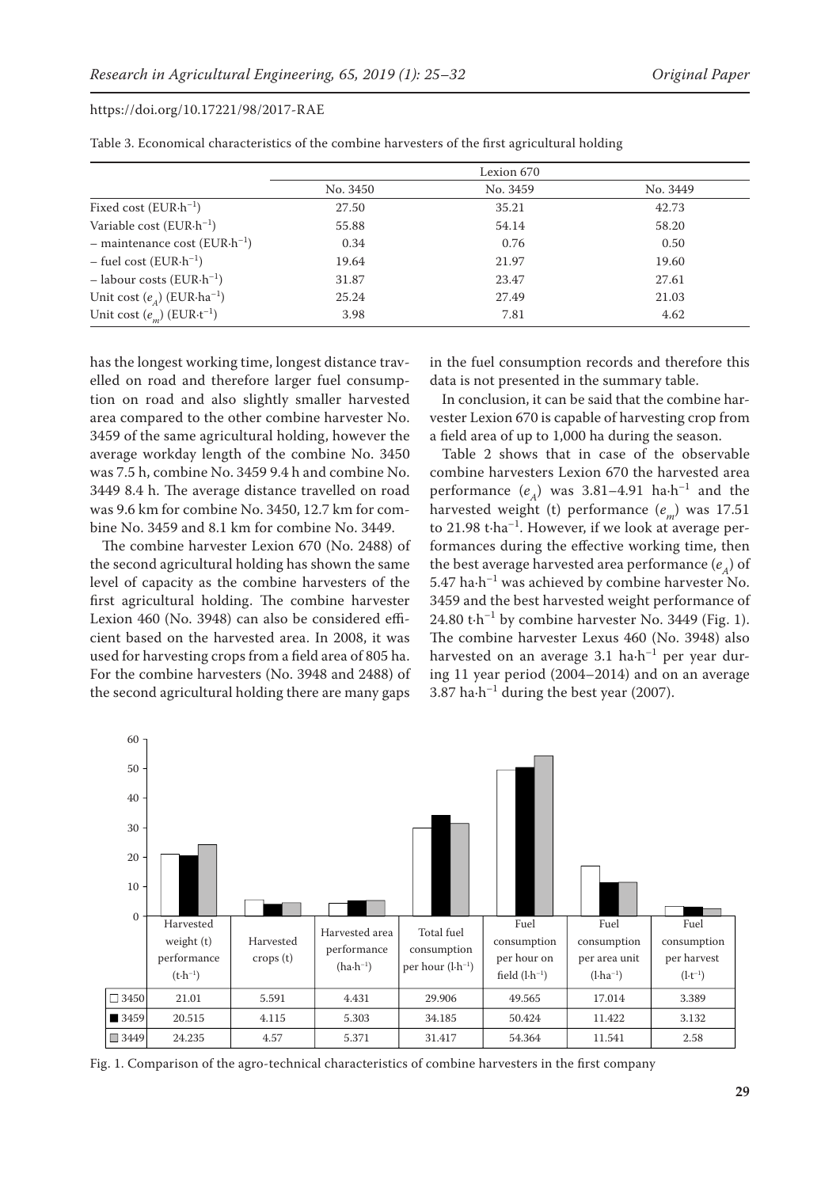Table 3. Economical characteristics of the combine harvesters of the first agricultural holding

| | Lexion 670 | | |
|---|---|---|---|
| | No. 3450 | No. 3459 | No. 3449 |
| Fixed cost (EUR·h$^{-1}$) | 27.50 | 35.21 | 42.73 |
| Variable cost (EUR·h$^{-1}$) | 55.88 | 54.14 | 58.20 |
| – maintenance cost (EUR·h$^{-1}$) | 0.34 | 0.76 | 0.50 |
| – fuel cost (EUR·h$^{-1}$) | 19.64 | 21.97 | 19.60 |
| – labour costs (EUR·h$^{-1}$) | 31.87 | 23.47 | 27.61 |
| Unit cost ($e_A$) (EUR·ha$^{-1}$) | 25.24 | 27.49 | 21.03 |
| Unit cost ($e_m$) (EUR·t$^{-1}$) | 3.98 | 7.81 | 4.62 |

has the longest working time, longest distance travelled on road and therefore larger fuel consumption on road and also slightly smaller harvested area compared to the other combine harvester No. 3459 of the same agricultural holding, however the average workday length of the combine No. 3450 was 7.5 h, combine No. 3459 9.4 h and combine No. 3449 8.4 h. The average distance travelled on road was 9.6 km for combine No. 3450, 12.7 km for combine No. 3459 and 8.1 km for combine No. 3449.

The combine harvester Lexion 670 (No. 2488) of the second agricultural holding has shown the same level of capacity as the combine harvesters of the first agricultural holding. The combine harvester Lexion 460 (No. 3948) can also be considered efficient based on the harvested area. In 2008, it was used for harvesting crops from a field area of 805 ha. For the combine harvesters (No. 3948 and 2488) of the second agricultural holding there are many gaps in the fuel consumption records and therefore this data is not presented in the summary table.

In conclusion, it can be said that the combine harvester Lexion 670 is capable of harvesting crop from a field area of up to 1,000 ha during the season.

Table 2 shows that in case of the observable combine harvesters Lexion 670 the harvested area performance ($e_A$) was 3.81–4.91 ha·h$^{-1}$ and the harvested weight (t) performance ($e_m$) was 17.51 to 21.98 t·ha$^{-1}$. However, if we look at average performances during the effective working time, then the best average harvested area performance ($e_A$) of 5.47 ha·h$^{-1}$ was achieved by combine harvester No. 3459 and the best harvested weight performance of 24.80 t·h$^{-1}$ by combine harvester No. 3449 (Fig. 1). The combine harvester Lexus 460 (No. 3948) also harvested on an average 3.1 ha·h$^{-1}$ per year during 11 year period (2004–2014) and on an average 3.87 ha·h$^{-1}$ during the best year (2007).

| | Harvested weight (t) performance (t·h$^{-1}$) | Harvested crops (t) | Harvested area performance (ha·h$^{-1}$) | Total fuel consumption per hour (l·h$^{-1}$) | Fuel consumption per hour on field (l·h$^{-1}$) | Fuel consumption per area unit (l·ha$^{-1}$) | Fuel consumption per harvest (l·t$^{-1}$) |
|---|---|---|---|---|---|---|---|
| □ 3450 | 21.01 | 5.591 | 4.431 | 29.906 | 49.565 | 17.014 | 3.389 |
| ■ 3459 | 20.515 | 4.115 | 5.303 | 34.185 | 50.424 | 11.422 | 3.132 |
| ▒ 3449 | 24.235 | 4.57 | 5.371 | 31.417 | 54.364 | 11.541 | 2.58 |

Fig. 1. Comparison of the agro-technical characteristics of combine harvesters in the first company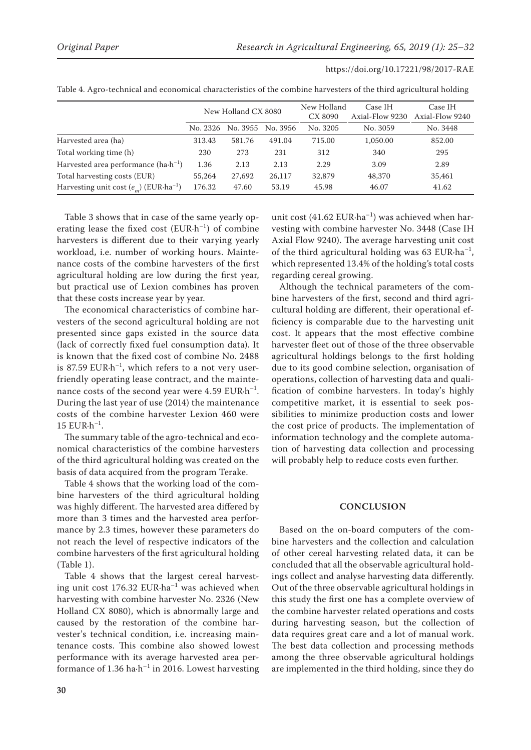Table 4. Agro-technical and economical characteristics of the combine harvesters of the third agricultural holding

| | New Holland CX 8080 | | | New Holland CX 8090 | Case IH Axial-Flow 9230 | Case IH Axial-Flow 9240 |
|---|---|---|---|---|---|---|
| | No. 2326 | No. 3955 | No. 3956 | No. 3205 | No. 3059 | No. 3448 |
| Harvested area (ha) | 313.43 | 581.76 | 491.04 | 715.00 | 1,050.00 | 852.00 |
| Total working time (h) | 230 | 273 | 231 | 312 | 340 | 295 |
| Harvested area performance (ha·h$^{-1}$) | 1.36 | 2.13 | 2.13 | 2.29 | 3.09 | 2.89 |
| Total harvesting costs (EUR) | 55,264 | 27,692 | 26,117 | 32,879 | 48,370 | 35,461 |
| Harvesting unit cost ($e_m$) (EUR·ha$^{-1}$) | 176.32 | 47.60 | 53.19 | 45.98 | 46.07 | 41.62 |

Table 3 shows that in case of the same yearly operating lease the fixed cost (EUR·h$^{-1}$) of combine harvesters is different due to their varying yearly workload, i.e. number of working hours. Maintenance costs of the combine harvesters of the first agricultural holding are low during the first year, but practical use of Lexion combines has proven that these costs increase year by year.

The economical characteristics of combine harvesters of the second agricultural holding are not presented since gaps existed in the source data (lack of correctly fixed fuel consumption data). It is known that the fixed cost of combine No. 2488 is 87.59 EUR·h$^{-1}$, which refers to a not very user-friendly operating lease contract, and the maintenance costs of the second year were 4.59 EUR·h$^{-1}$. During the last year of use (2014) the maintenance costs of the combine harvester Lexion 460 were 15 EUR·h$^{-1}$.

The summary table of the agro-technical and economical characteristics of the combine harvesters of the third agricultural holding was created on the basis of data acquired from the program Terake.

Table 4 shows that the working load of the combine harvesters of the third agricultural holding was highly different. The harvested area differed by more than 3 times and the harvested area performance by 2.3 times, however these parameters do not reach the level of respective indicators of the combine harvesters of the first agricultural holding (Table 1).

Table 4 shows that the largest cereal harvesting unit cost 176.32 EUR·ha$^{-1}$ was achieved when harvesting with combine harvester No. 2326 (New Holland CX 8080), which is abnormally large and caused by the restoration of the combine harvester's technical condition, i.e. increasing maintenance costs. This combine also showed lowest performance with its average harvested area performance of 1.36 ha·h$^{-1}$ in 2016. Lowest harvesting unit cost (41.62 EUR·ha$^{-1}$) was achieved when harvesting with combine harvester No. 3448 (Case IH Axial Flow 9240). The average harvesting unit cost of the third agricultural holding was 63 EUR·ha$^{-1}$, which represented 13.4% of the holding's total costs regarding cereal growing.

Although the technical parameters of the combine harvesters of the first, second and third agricultural holding are different, their operational efficiency is comparable due to the harvesting unit cost. It appears that the most effective combine harvester fleet out of those of the three observable agricultural holdings belongs to the first holding due to its good combine selection, organisation of operations, collection of harvesting data and qualification of combine harvesters. In today's highly competitive market, it is essential to seek possibilities to minimize production costs and lower the cost price of products. The implementation of information technology and the complete automation of harvesting data collection and processing will probably help to reduce costs even further.

## CONCLUSION

Based on the on-board computers of the combine harvesters and the collection and calculation of other cereal harvesting related data, it can be concluded that all the observable agricultural holdings collect and analyse harvesting data differently. Out of the three observable agricultural holdings in this study the first one has a complete overview of the combine harvester related operations and costs during harvesting season, but the collection of data requires great care and a lot of manual work. The best data collection and processing methods among the three observable agricultural holdings are implemented in the third holding, since they do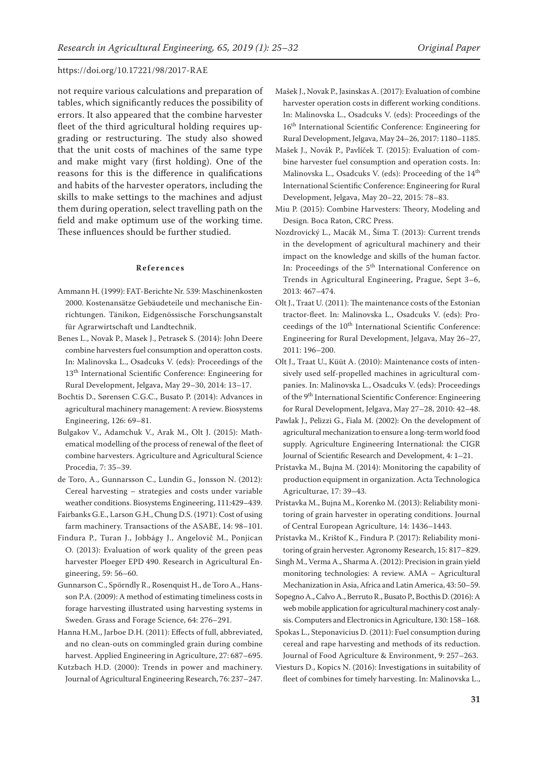not require various calculations and preparation of tables, which significantly reduces the possibility of errors. It also appeared that the combine harvester fleet of the third agricultural holding requires upgrading or restructuring. The study also showed that the unit costs of machines of the same type and make might vary (first holding). One of the reasons for this is the difference in qualifications and habits of the harvester operators, including the skills to make settings to the machines and adjust them during operation, select travelling path on the field and make optimum use of the working time. These influences should be further studied.

## References

Ammann H. (1999): FAT-Berichte Nr. 539: Maschinenkosten 2000. Kostenansätze Gebäudeteile und mechanische Einrichtungen. Tänikon, Eidgenössische Forschungsanstalt für Agrarwirtschaft und Landtechnik.

Benes L., Novak P., Masek J., Petrasek S. (2014): John Deere combine harvesters fuel consumption and operatton costs. In: Malinovska L., Osadcuks V. (eds): Proceedings of the 13th International Scientific Conference: Engineering for Rural Development, Jelgava, May 29–30, 2014: 13–17.

Bochtis D., Sørensen C.G.C., Busato P. (2014): Advances in agricultural machinery management: A review. Biosystems Engineering, 126: 69–81.

Bulgakov V., Adamchuk V., Arak M., Olt J. (2015): Mathematical modelling of the process of renewal of the fleet of combine harvesters. Agriculture and Agricultural Science Procedia, 7: 35–39.

de Toro, A., Gunnarsson C., Lundin G., Jonsson N. (2012): Cereal harvesting – strategies and costs under variable weather conditions. Biosystems Engineering, 111:429–439.

Fairbanks G.E., Larson G.H., Chung D.S. (1971): Cost of using farm machinery. Transactions of the ASABE, 14: 98–101.

Findura P., Turan J., Jobbágy J., Angelovič M., Ponjican O. (2013): Evaluation of work quality of the green peas harvester Ploeger EPD 490. Research in Agricultural Engineering, 59: 56–60.

Gunnarson C., Spörndly R., Rosenquist H., de Toro A., Hansson P.A. (2009): A method of estimating timeliness costs in forage harvesting illustrated using harvesting systems in Sweden. Grass and Forage Science, 64: 276–291.

Hanna H.M., Jarboe D.H. (2011): Effects of full, abbreviated, and no clean-outs on commingled grain during combine harvest. Applied Engineering in Agriculture, 27: 687–695.

Kutzbach H.D. (2000): Trends in power and machinery. Journal of Agricultural Engineering Research, 76: 237–247.

Mašek J., Novak P., Jasinskas A. (2017): Evaluation of combine harvester operation costs in different working conditions. In: Malinovska L., Osadcuks V. (eds): Proceedings of the 16th International Scientific Conference: Engineering for Rural Development, Jelgava, May 24–26, 2017: 1180–1185.

Mašek J., Novák P., Pavlíček T. (2015): Evaluation of combine harvester fuel consumption and operation costs. In: Malinovska L., Osadcuks V. (eds): Proceeding of the 14th International Scientific Conference: Engineering for Rural Development, Jelgava, May 20–22, 2015: 78–83.

Miu P. (2015): Combine Harvesters: Theory, Modeling and Design. Boca Raton, CRC Press.

Nozdrovický L., Macák M., Šima T. (2013): Current trends in the development of agricultural machinery and their impact on the knowledge and skills of the human factor. In: Proceedings of the 5th International Conference on Trends in Agricultural Engineering, Prague, Sept 3–6, 2013: 467–474.

Olt J., Traat U. (2011): The maintenance costs of the Estonian tractor-fleet. In: Malinovska L., Osadcuks V. (eds): Proceedings of the 10th International Scientific Conference: Engineering for Rural Development, Jelgava, May 26–27, 2011: 196–200.

Olt J., Traat U., Küüt A. (2010): Maintenance costs of intensively used self-propelled machines in agricultural companies. In: Malinovska L., Osadcuks V. (eds): Proceedings of the 9th International Scientific Conference: Engineering for Rural Development, Jelgava, May 27–28, 2010: 42–48.

Pawlak J., Pelizzi G., Fiala M. (2002): On the development of agricultural mechanization to ensure a long-term world food supply. Agriculture Engineering International: the CIGR Journal of Scientific Research and Development, 4: 1–21.

Prístavka M., Bujna M. (2014): Monitoring the capability of production equipment in organization. Acta Technologica Agriculturae, 17: 39–43.

Prístavka M., Bujna M., Korenko M. (2013): Reliability monitoring of grain harvester in operating conditions. Journal of Central European Agriculture, 14: 1436–1443.

Prístavka M., Krištof K., Findura P. (2017): Reliability monitoring of grain hervester. Agronomy Research, 15: 817–829.

Singh M., Verma A., Sharma A. (2012): Precision in grain yield monitoring technologies: A review. AMA – Agricultural Mechanization in Asia, Africa and Latin America, 43: 50–59.

Sopegno A., Calvo A., Berruto R., Busato P., Bocthis D. (2016): A web mobile application for agricultural machinery cost analysis. Computers and Electronics in Agriculture, 130: 158–168.

Spokas L., Steponavicius D. (2011): Fuel consumption during cereal and rape harvesting and methods of its reduction. Journal of Food Agriculture & Environment, 9: 257–263.

Viesturs D., Kopics N. (2016): Investigations in suitability of fleet of combines for timely harvesting. In: Malinovska L.,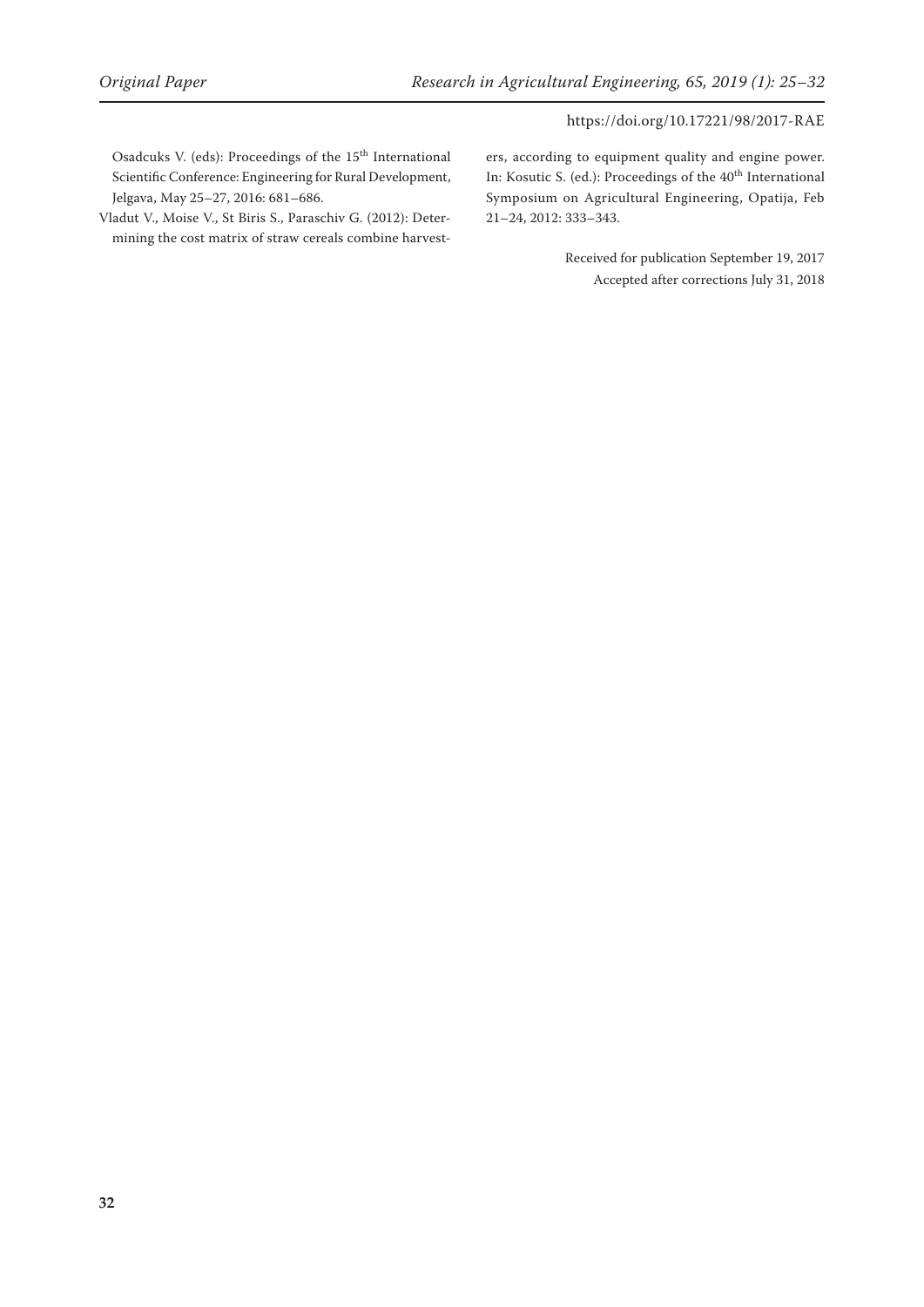Osadcuks V. (eds): Proceedings of the 15th International Scientific Conference: Engineering for Rural Development, Jelgava, May 25–27, 2016: 681–686.

Vladut V., Moise V., St Biris S., Paraschiv G. (2012): Determining the cost matrix of straw cereals combine harvesters, according to equipment quality and engine power. In: Kosutic S. (ed.): Proceedings of the 40th International Symposium on Agricultural Engineering, Opatija, Feb 21–24, 2012: 333–343.

Received for publication September 19, 2017
Accepted after corrections July 31, 2018